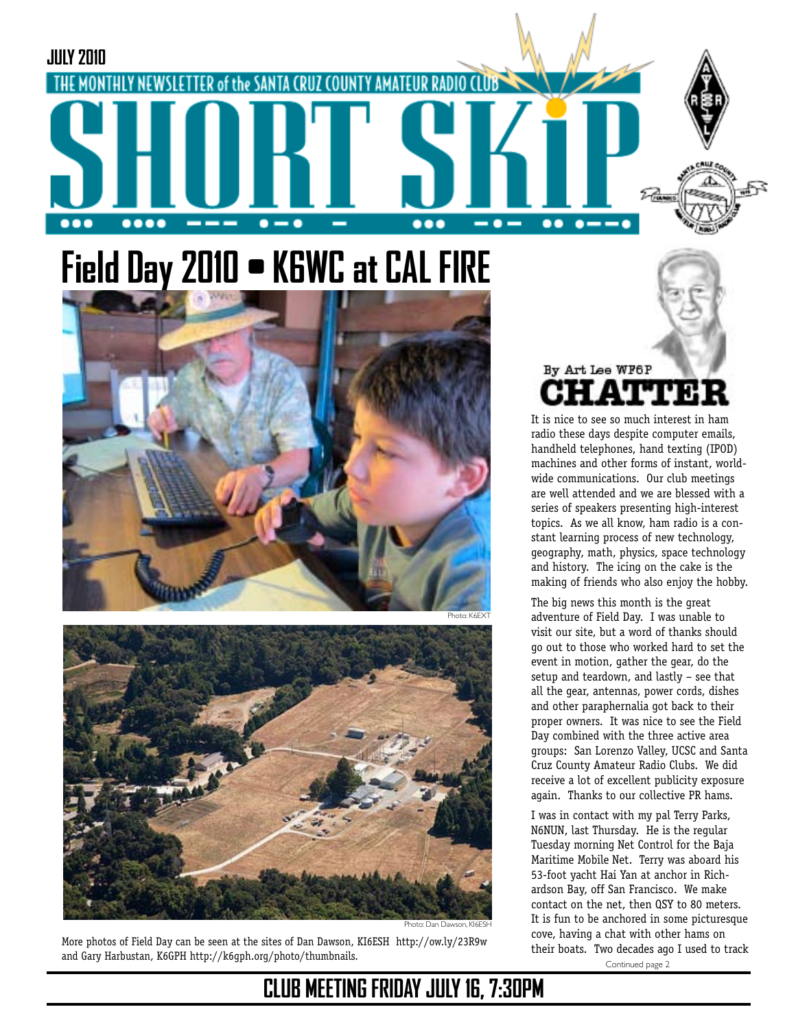JULY 2010

THE MONTHLY NEWSLETTER of the SANTA CRUZ COUNTY AMATEUR RADIO CLUB

# SHORT SKiP

# Field Day 2010 • K6WC at CAL FIRE

Photo: K6EXT

Photo: Dan Dawson, KI6ESH

More photos of Field Day can be seen at the sites of Dan Dawson, KI6ESH http://ow.ly/23R9w and Gary Harbustan, K6GPH http://k6gph.org/photo/thumbnails.

## CHATTER

By Art Lee WF6P

It is nice to see so much interest in ham radio these days despite computer emails, handheld telephones, hand texting (IPOD) machines and other forms of instant, worldwide communications. Our club meetings are well attended and we are blessed with a series of speakers presenting high-interest topics. As we all know, ham radio is a constant learning process of new technology, geography, math, physics, space technology and history. The icing on the cake is the making of friends who also enjoy the hobby.

The big news this month is the great adventure of Field Day. I was unable to visit our site, but a word of thanks should go out to those who worked hard to set the event in motion, gather the gear, do the setup and teardown, and lastly – see that all the gear, antennas, power cords, dishes and other paraphernalia got back to their proper owners. It was nice to see the Field Day combined with the three active area groups: San Lorenzo Valley, UCSC and Santa Cruz County Amateur Radio Clubs. We did receive a lot of excellent publicity exposure again. Thanks to our collective PR hams.

I was in contact with my pal Terry Parks, N6NUN, last Thursday. He is the regular Tuesday morning Net Control for the Baja Maritime Mobile Net. Terry was aboard his 53-foot yacht Hai Yan at anchor in Richardson Bay, off San Francisco. We make contact on the net, then QSY to 80 meters. It is fun to be anchored in some picturesque cove, having a chat with other hams on their boats. Two decades ago I used to track

Continued page 2

**CLUB MEETING FRIDAY JULY 16, 7:30PM**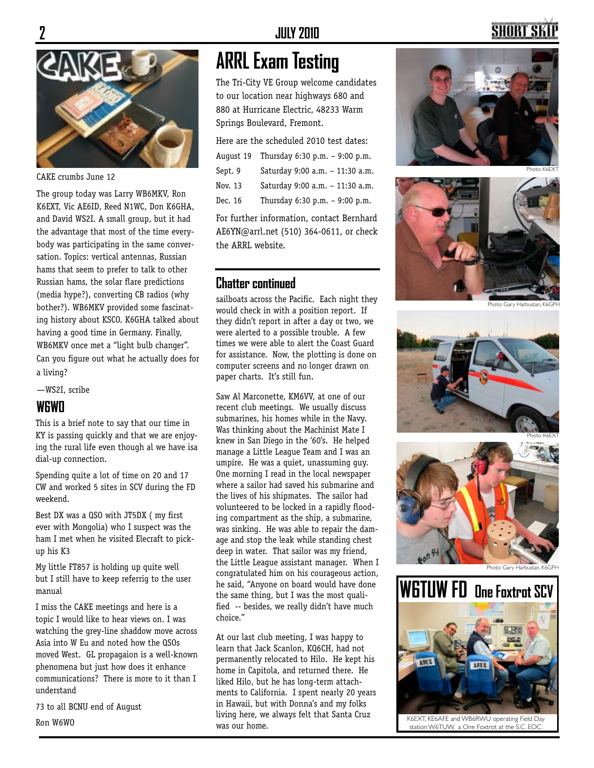CAKE crumbs June 12

The group today was Larry WB6MKV, Ron K6EXT, Vic AE6ID, Reed N1WC, Don K6GHA, and David WS2I. A small group, but it had the advantage that most of the time everybody was participating in the same conversation. Topics: vertical antennas, Russian hams that seem to prefer to talk to other Russian hams, the solar flare predictions (media hype?), converting CB radios (why bother?). WB6MKV provided some fascinating history about KSCO. K6GHA talked about having a good time in Germany. Finally, WB6MKV once met a "light bulb changer". Can you figure out what he actually does for a living?

—WS2I, scribe

## W6WO

This is a brief note to say that our time in KY is passing quickly and that we are enjoying the rural life even though al we have isa dial-up connection.

Spending quite a lot of time on 20 and 17 CW and worked 5 sites in SCV during the FD weekend.

Best DX was a QSO with JT5DX ( my first ever with Mongolia) who I suspect was the ham I met when he visited Elecraft to pick-up his K3

My little FT857 is holding up quite well but I still have to keep referrig to the user manual

I miss the CAKE meetings and here is a topic I would like to hear views on. I was watching the grey-line shaddow move across Asia into W Eu and noted how the QSOs moved West. GL propagaion is a well-known phenomena but just how does it enhance communications? There is more to it than I understand

73 to all BCNU end of August

Ron W6WO

# ARRL Exam Testing

The Tri-City VE Group welcome candidates to our location near highways 680 and 880 at Hurricane Electric, 48233 Warm Springs Boulevard, Fremont.

Here are the scheduled 2010 test dates:

| | |
|---|---|
| August 19 | Thursday 6:30 p.m. – 9:00 p.m. |
| Sept. 9 | Saturday 9:00 a.m. – 11:30 a.m. |
| Nov. 13 | Saturday 9:00 a.m. – 11:30 a.m. |
| Dec. 16 | Thursday 6:30 p.m. – 9:00 p.m. |

For further information, contact Bernhard AE6YN@arrl.net (510) 364-0611, or check the ARRL website.

## Chatter continued

sailboats across the Pacific. Each night they would check in with a position report. If they didn't report in after a day or two, we were alerted to a possible trouble. A few times we were able to alert the Coast Guard for assistance. Now, the plotting is done on computer screens and no longer drawn on paper charts. It's still fun.

Saw Al Marconette, KM6VV, at one of our recent club meetings. We usually discuss submarines, his homes while in the Navy. Was thinking about the Machinist Mate I knew in San Diego in the '60s. He helped manage a Little League Team and I was an umpire. He was a quiet, unassuming guy. One morning I read in the local newspaper where a sailor had saved his submarine and the lives of his shipmates. The sailor had volunteered to be locked in a rapidly flooding compartment as the ship, a submarine, was sinking. He was able to repair the damage and stop the leak while standing chest deep in water. That sailor was my friend, the Little League assistant manager. When I congratulated him on his courageous action, he said, "Anyone on board would have done the same thing, but I was the most qualified -- besides, we really didn't have much choice."

At our last club meeting, I was happy to learn that Jack Scanlon, KQ6CH, had not permanently relocated to Hilo. He kept his home in Capitola, and returned there. He liked Hilo, but he has long-term attachments to California. I spent nearly 20 years in Hawaii, but with Donna's and my folks living here, we always felt that Santa Cruz was our home.

Photo: K6EXT

Photo: Gary Harbustan, K6GPH

Photo: K6EXT

Photo: Gary Harbustan, K6GPH

## W6TUW FD One Foxtrot SCV

K6EXT, KE6AFE and WB6RWU operating Field Day station W6TUW, a One Foxtrot at the S.C. EOC.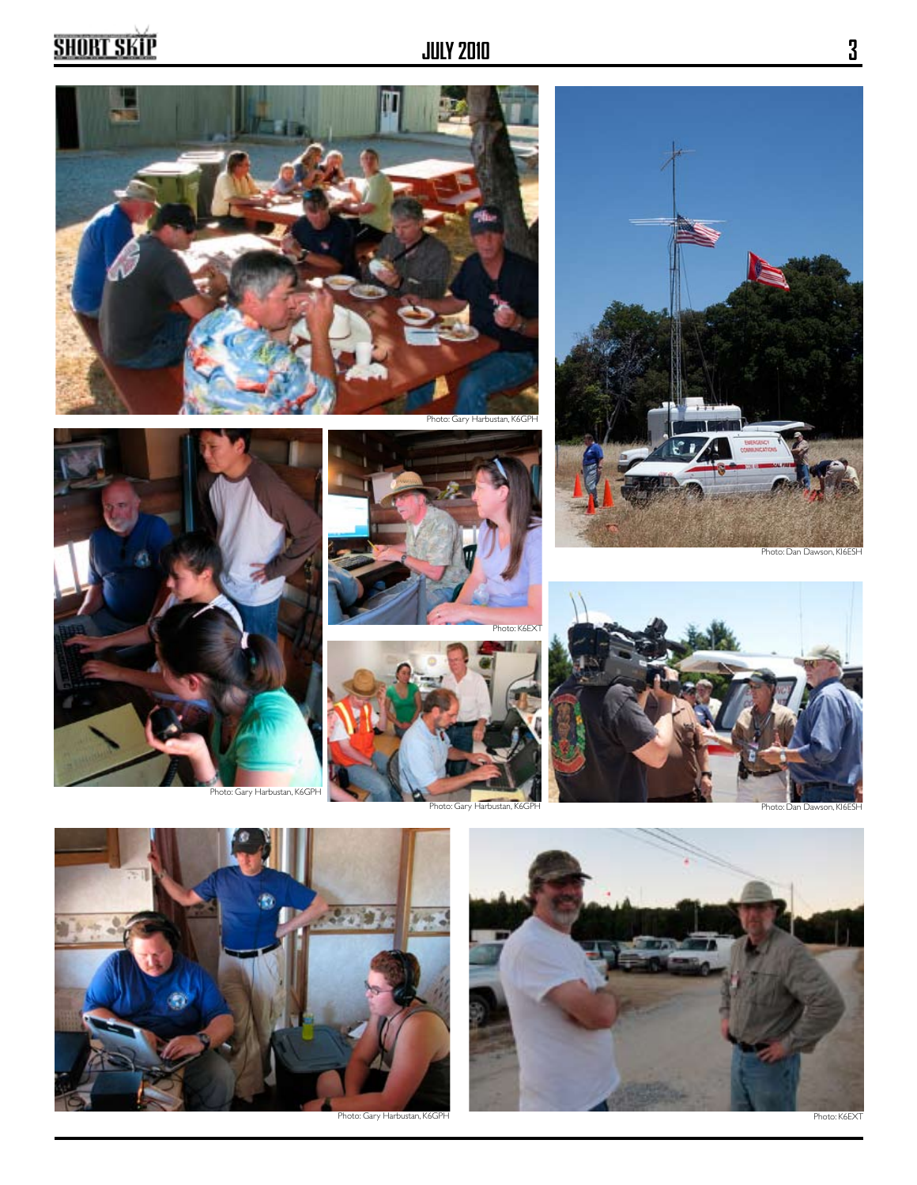Photo: Gary Harbustan, K6GPH

Photo: Dan Dawson, KI6ESH

Photo: Gary Harbustan, K6GPH

Photo: K6EXT

Photo: Gary Harbustan, K6GPH

Photo: Dan Dawson, KI6ESH

Photo: Gary Harbustan, K6GPH

Photo: K6EXT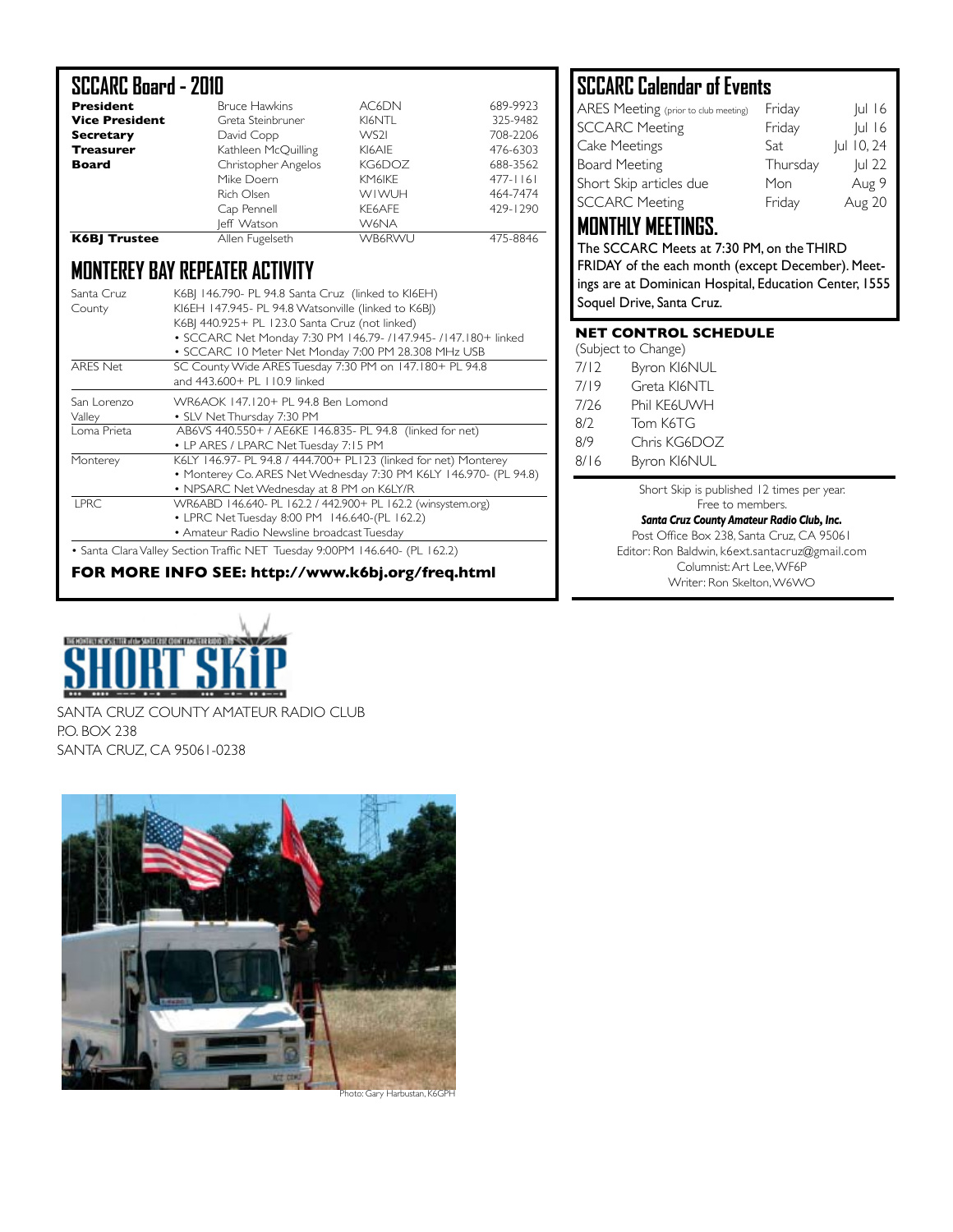## SCCARC Board - 2010

| | | | |
|---|---|---|---|
| **President** | Bruce Hawkins | AC6DN | 689-9923 |
| **Vice President** | Greta Steinbruner | KI6NTL | 325-9482 |
| **Secretary** | David Copp | WS2I | 708-2206 |
| **Treasurer** | Kathleen McQuilling | KI6AIE | 476-6303 |
| **Board** | Christopher Angelos | KG6DOZ | 688-3562 |
| | Mike Doern | KM6IKE | 477-1161 |
| | Rich Olsen | W1WUH | 464-7474 |
| | Cap Pennell | KE6AFE | 429-1290 |
| | Jeff Watson | W6NA | |
| **K6BJ Trustee** | Allen Fugelseth | WB6RWU | 475-8846 |

## MONTEREY BAY REPEATER ACTIVITY

| | |
|---|---|
| Santa Cruz County | K6BJ 146.790- PL 94.8 Santa Cruz (linked to KI6EH)<br>KI6EH 147.945- PL 94.8 Watsonville (linked to K6BJ)<br>K6BJ 440.925+ PL 123.0 Santa Cruz (not linked)<br>• SCCARC Net Monday 7:30 PM 146.79- /147.945- /147.180+ linked<br>• SCCARC 10 Meter Net Monday 7:00 PM 28.308 MHz USB |
| ARES Net | SC County Wide ARES Tuesday 7:30 PM on 147.180+ PL 94.8 and 443.600+ PL 110.9 linked |
| San Lorenzo Valley | WR6AOK 147.120+ PL 94.8 Ben Lomond<br>• SLV Net Thursday 7:30 PM |
| Loma Prieta | AB6VS 440.550+ / AE6KE 146.835- PL 94.8 (linked for net)<br>• LP ARES / LPARC Net Tuesday 7:15 PM |
| Monterey | K6LY 146.97- PL 94.8 / 444.700+ PL123 (linked for net) Monterey<br>• Monterey Co. ARES Net Wednesday 7:30 PM K6LY 146.970- (PL 94.8)<br>• NPSARC Net Wednesday at 8 PM on K6LY/R |
| LPRC | WR6ABD 146.640- PL 162.2 / 442.900+ PL 162.2 (winsystem.org)<br>• LPRC Net Tuesday 8:00 PM 146.640-(PL 162.2)<br>• Amateur Radio Newsline broadcast Tuesday |

• Santa Clara Valley Section Traffic NET Tuesday 9:00PM 146.640- (PL 162.2)

**FOR MORE INFO SEE: http://www.k6bj.org/freq.html**

## SCCARC Calendar of Events

| | | |
|---|---|---|
| ARES Meeting (prior to club meeting) | Friday | Jul 16 |
| SCCARC Meeting | Friday | Jul 16 |
| Cake Meetings | Sat | Jul 10, 24 |
| Board Meeting | Thursday | Jul 22 |
| Short Skip articles due | Mon | Aug 9 |
| SCCARC Meeting | Friday | Aug 20 |

## MONTHLY MEETINGS.

The SCCARC Meets at 7:30 PM, on the THIRD FRIDAY of the each month (except December). Meetings are at Dominican Hospital, Education Center, 1555 Soquel Drive, Santa Cruz.

### NET CONTROL SCHEDULE

(Subject to Change)

| | |
|---|---|
| 7/12 | Byron KI6NUL |
| 7/19 | Greta KI6NTL |
| 7/26 | Phil KE6UWH |
| 8/2 | Tom K6TG |
| 8/9 | Chris KG6DOZ |
| 8/16 | Byron KI6NUL |

Short Skip is published 12 times per year.
Free to members.
***Santa Cruz County Amateur Radio Club, Inc.***
Post Office Box 238, Santa Cruz, CA 95061
Editor: Ron Baldwin, k6ext.santacruz@gmail.com
Columnist: Art Lee, WF6P
Writer: Ron Skelton, W6WO

THE MONTHLY NEWSLETTER of the SANTA CRUZ COUNTY AMATEUR RADIO CLUB

SHORT SKIP

SANTA CRUZ COUNTY AMATEUR RADIO CLUB
P.O. BOX 238
SANTA CRUZ, CA 95061-0238

Photo: Gary Harbustan, K6GPH